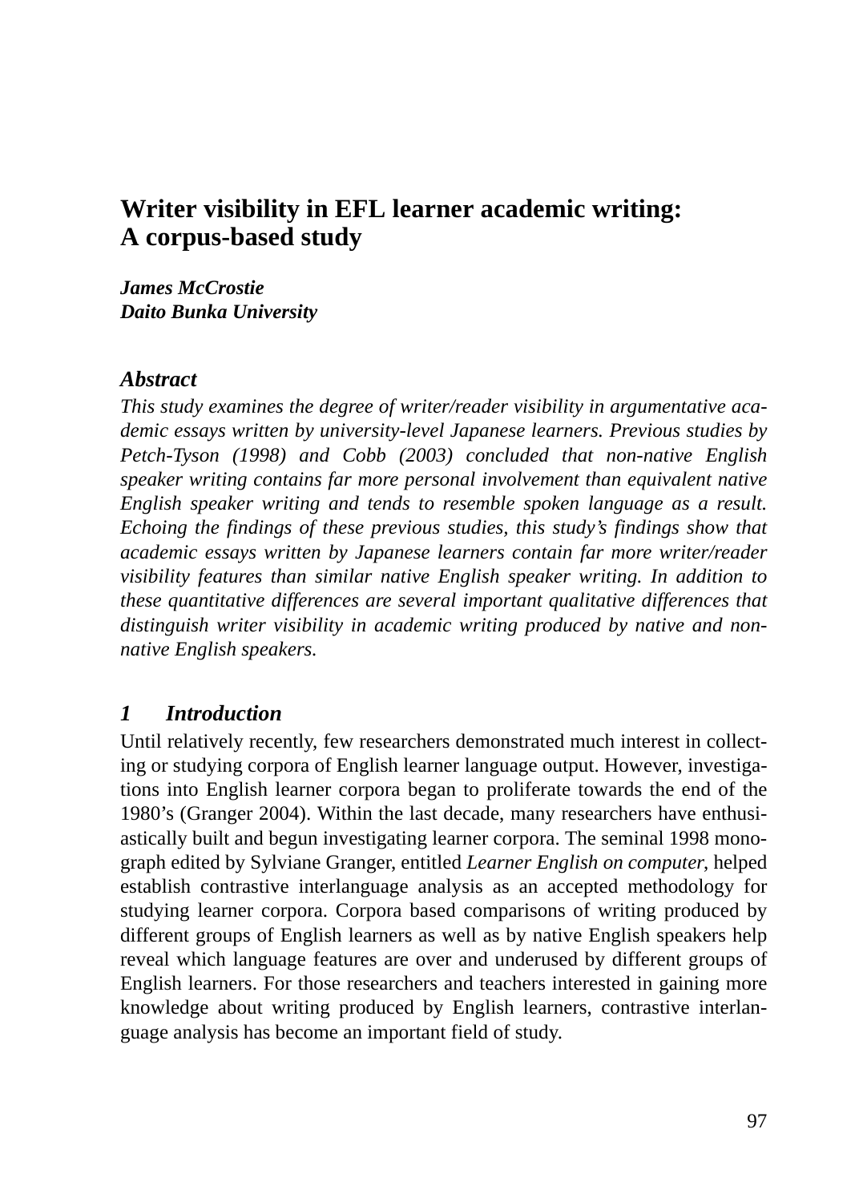# Writer visibility in EFL learner academic writing: A corpus-based study

***James McCrostie***
***Daito Bunka University***

## *Abstract*

*This study examines the degree of writer/reader visibility in argumentative academic essays written by university-level Japanese learners. Previous studies by Petch-Tyson (1998) and Cobb (2003) concluded that non-native English speaker writing contains far more personal involvement than equivalent native English speaker writing and tends to resemble spoken language as a result. Echoing the findings of these previous studies, this study's findings show that academic essays written by Japanese learners contain far more writer/reader visibility features than similar native English speaker writing. In addition to these quantitative differences are several important qualitative differences that distinguish writer visibility in academic writing produced by native and non-native English speakers.*

## *1 Introduction*

Until relatively recently, few researchers demonstrated much interest in collecting or studying corpora of English learner language output. However, investigations into English learner corpora began to proliferate towards the end of the 1980's (Granger 2004). Within the last decade, many researchers have enthusiastically built and begun investigating learner corpora. The seminal 1998 monograph edited by Sylviane Granger, entitled *Learner English on computer*, helped establish contrastive interlanguage analysis as an accepted methodology for studying learner corpora. Corpora based comparisons of writing produced by different groups of English learners as well as by native English speakers help reveal which language features are over and underused by different groups of English learners. For those researchers and teachers interested in gaining more knowledge about writing produced by English learners, contrastive interlanguage analysis has become an important field of study.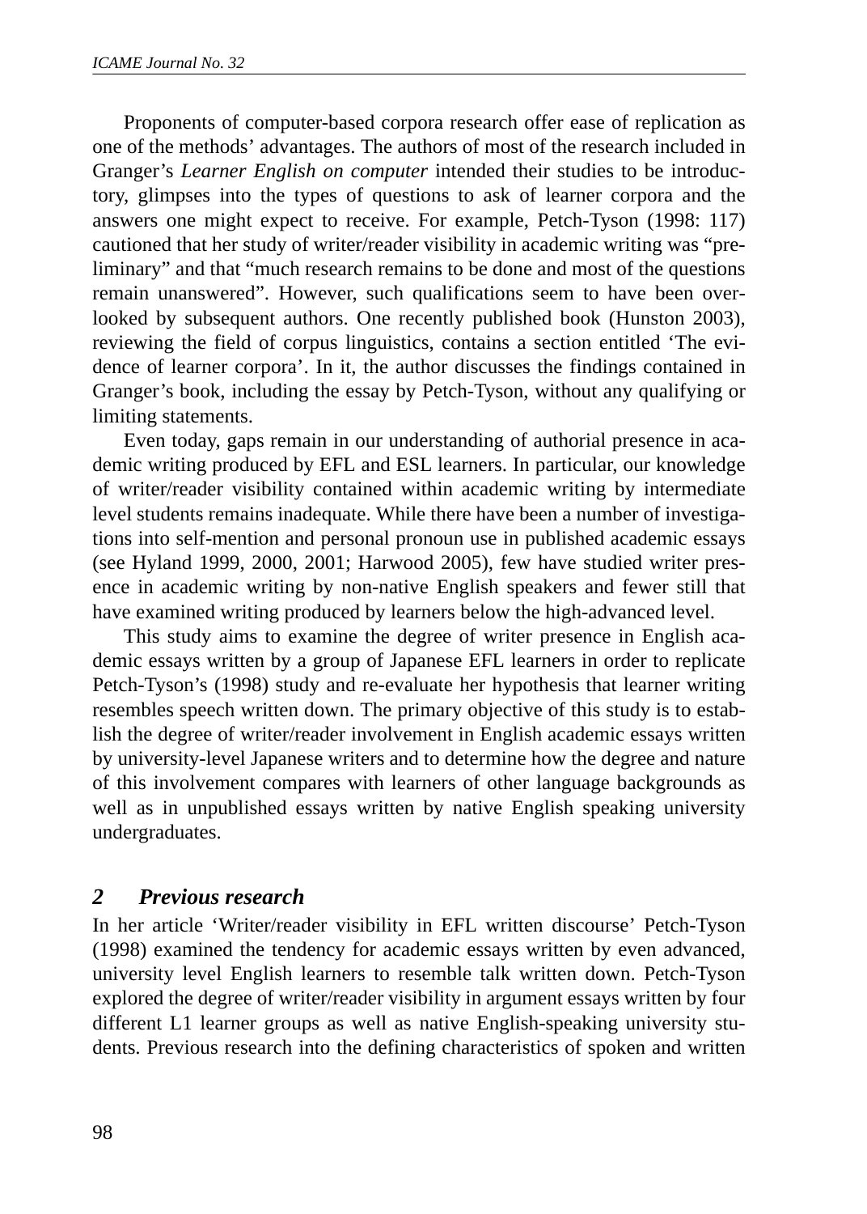Proponents of computer-based corpora research offer ease of replication as one of the methods' advantages. The authors of most of the research included in Granger's *Learner English on computer* intended their studies to be introductory, glimpses into the types of questions to ask of learner corpora and the answers one might expect to receive. For example, Petch-Tyson (1998: 117) cautioned that her study of writer/reader visibility in academic writing was "preliminary" and that "much research remains to be done and most of the questions remain unanswered". However, such qualifications seem to have been overlooked by subsequent authors. One recently published book (Hunston 2003), reviewing the field of corpus linguistics, contains a section entitled 'The evidence of learner corpora'. In it, the author discusses the findings contained in Granger's book, including the essay by Petch-Tyson, without any qualifying or limiting statements.

Even today, gaps remain in our understanding of authorial presence in academic writing produced by EFL and ESL learners. In particular, our knowledge of writer/reader visibility contained within academic writing by intermediate level students remains inadequate. While there have been a number of investigations into self-mention and personal pronoun use in published academic essays (see Hyland 1999, 2000, 2001; Harwood 2005), few have studied writer presence in academic writing by non-native English speakers and fewer still that have examined writing produced by learners below the high-advanced level.

This study aims to examine the degree of writer presence in English academic essays written by a group of Japanese EFL learners in order to replicate Petch-Tyson's (1998) study and re-evaluate her hypothesis that learner writing resembles speech written down. The primary objective of this study is to establish the degree of writer/reader involvement in English academic essays written by university-level Japanese writers and to determine how the degree and nature of this involvement compares with learners of other language backgrounds as well as in unpublished essays written by native English speaking university undergraduates.

## 2 Previous research

In her article 'Writer/reader visibility in EFL written discourse' Petch-Tyson (1998) examined the tendency for academic essays written by even advanced, university level English learners to resemble talk written down. Petch-Tyson explored the degree of writer/reader visibility in argument essays written by four different L1 learner groups as well as native English-speaking university students. Previous research into the defining characteristics of spoken and written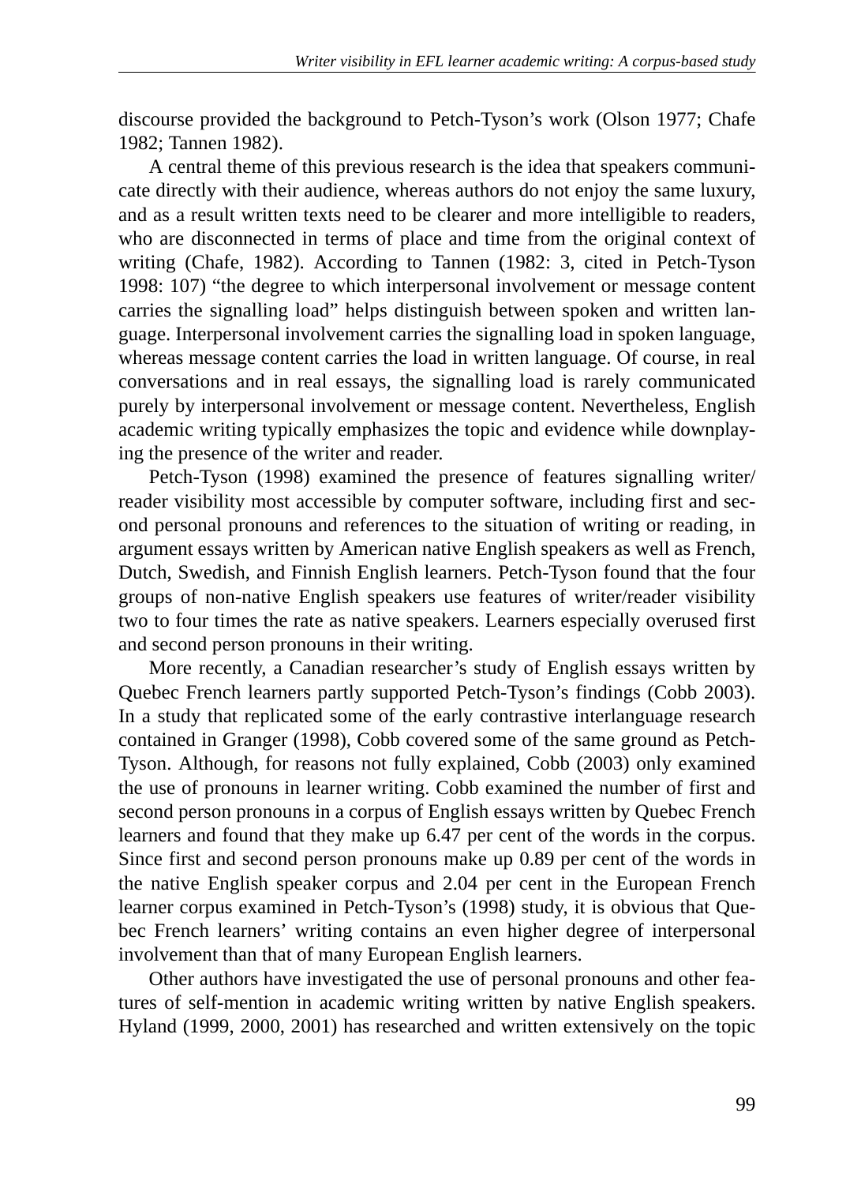discourse provided the background to Petch-Tyson's work (Olson 1977; Chafe 1982; Tannen 1982).

A central theme of this previous research is the idea that speakers communicate directly with their audience, whereas authors do not enjoy the same luxury, and as a result written texts need to be clearer and more intelligible to readers, who are disconnected in terms of place and time from the original context of writing (Chafe, 1982). According to Tannen (1982: 3, cited in Petch-Tyson 1998: 107) "the degree to which interpersonal involvement or message content carries the signalling load" helps distinguish between spoken and written language. Interpersonal involvement carries the signalling load in spoken language, whereas message content carries the load in written language. Of course, in real conversations and in real essays, the signalling load is rarely communicated purely by interpersonal involvement or message content. Nevertheless, English academic writing typically emphasizes the topic and evidence while downplaying the presence of the writer and reader.

Petch-Tyson (1998) examined the presence of features signalling writer/reader visibility most accessible by computer software, including first and second personal pronouns and references to the situation of writing or reading, in argument essays written by American native English speakers as well as French, Dutch, Swedish, and Finnish English learners. Petch-Tyson found that the four groups of non-native English speakers use features of writer/reader visibility two to four times the rate as native speakers. Learners especially overused first and second person pronouns in their writing.

More recently, a Canadian researcher's study of English essays written by Quebec French learners partly supported Petch-Tyson's findings (Cobb 2003). In a study that replicated some of the early contrastive interlanguage research contained in Granger (1998), Cobb covered some of the same ground as Petch-Tyson. Although, for reasons not fully explained, Cobb (2003) only examined the use of pronouns in learner writing. Cobb examined the number of first and second person pronouns in a corpus of English essays written by Quebec French learners and found that they make up 6.47 per cent of the words in the corpus. Since first and second person pronouns make up 0.89 per cent of the words in the native English speaker corpus and 2.04 per cent in the European French learner corpus examined in Petch-Tyson's (1998) study, it is obvious that Quebec French learners' writing contains an even higher degree of interpersonal involvement than that of many European English learners.

Other authors have investigated the use of personal pronouns and other features of self-mention in academic writing written by native English speakers. Hyland (1999, 2000, 2001) has researched and written extensively on the topic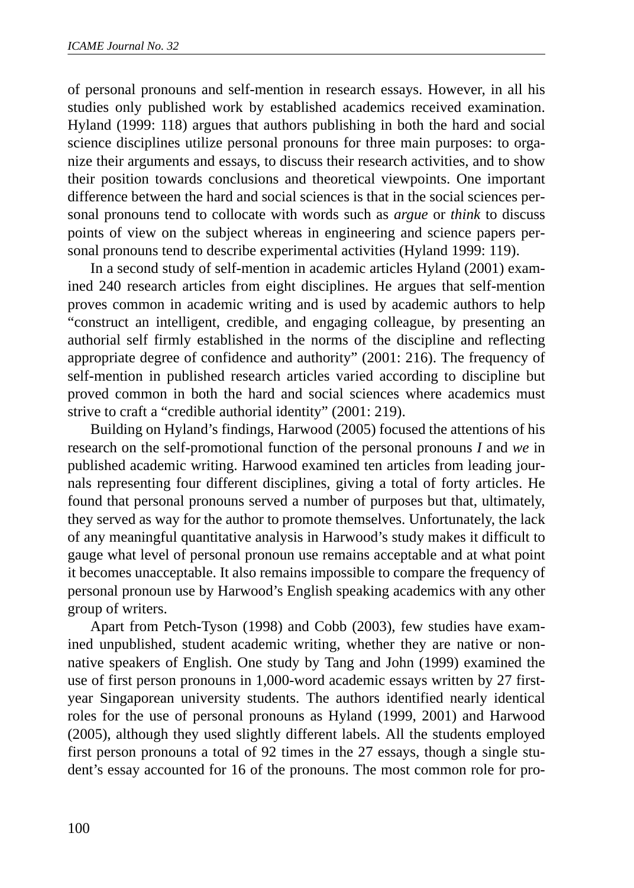of personal pronouns and self-mention in research essays. However, in all his studies only published work by established academics received examination. Hyland (1999: 118) argues that authors publishing in both the hard and social science disciplines utilize personal pronouns for three main purposes: to organize their arguments and essays, to discuss their research activities, and to show their position towards conclusions and theoretical viewpoints. One important difference between the hard and social sciences is that in the social sciences personal pronouns tend to collocate with words such as *argue* or *think* to discuss points of view on the subject whereas in engineering and science papers personal pronouns tend to describe experimental activities (Hyland 1999: 119).

In a second study of self-mention in academic articles Hyland (2001) examined 240 research articles from eight disciplines. He argues that self-mention proves common in academic writing and is used by academic authors to help "construct an intelligent, credible, and engaging colleague, by presenting an authorial self firmly established in the norms of the discipline and reflecting appropriate degree of confidence and authority" (2001: 216). The frequency of self-mention in published research articles varied according to discipline but proved common in both the hard and social sciences where academics must strive to craft a "credible authorial identity" (2001: 219).

Building on Hyland's findings, Harwood (2005) focused the attentions of his research on the self-promotional function of the personal pronouns *I* and *we* in published academic writing. Harwood examined ten articles from leading journals representing four different disciplines, giving a total of forty articles. He found that personal pronouns served a number of purposes but that, ultimately, they served as way for the author to promote themselves. Unfortunately, the lack of any meaningful quantitative analysis in Harwood's study makes it difficult to gauge what level of personal pronoun use remains acceptable and at what point it becomes unacceptable. It also remains impossible to compare the frequency of personal pronoun use by Harwood's English speaking academics with any other group of writers.

Apart from Petch-Tyson (1998) and Cobb (2003), few studies have examined unpublished, student academic writing, whether they are native or non-native speakers of English. One study by Tang and John (1999) examined the use of first person pronouns in 1,000-word academic essays written by 27 first-year Singaporean university students. The authors identified nearly identical roles for the use of personal pronouns as Hyland (1999, 2001) and Harwood (2005), although they used slightly different labels. All the students employed first person pronouns a total of 92 times in the 27 essays, though a single student's essay accounted for 16 of the pronouns. The most common role for pro-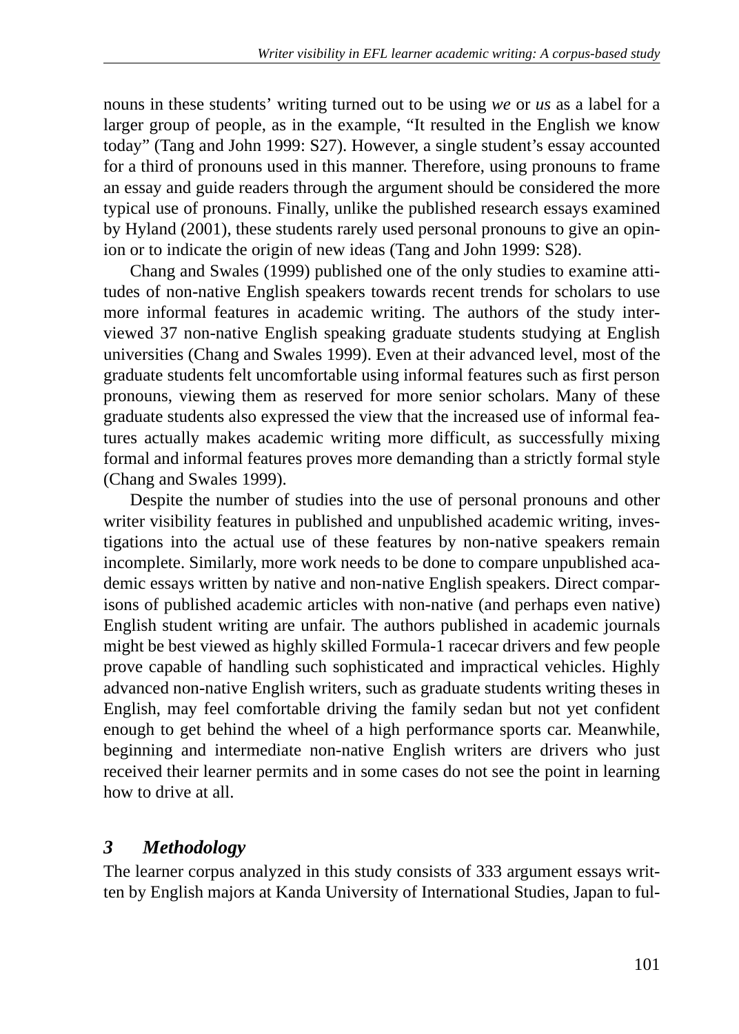nouns in these students' writing turned out to be using *we* or *us* as a label for a larger group of people, as in the example, "It resulted in the English we know today" (Tang and John 1999: S27). However, a single student's essay accounted for a third of pronouns used in this manner. Therefore, using pronouns to frame an essay and guide readers through the argument should be considered the more typical use of pronouns. Finally, unlike the published research essays examined by Hyland (2001), these students rarely used personal pronouns to give an opinion or to indicate the origin of new ideas (Tang and John 1999: S28).

Chang and Swales (1999) published one of the only studies to examine attitudes of non-native English speakers towards recent trends for scholars to use more informal features in academic writing. The authors of the study interviewed 37 non-native English speaking graduate students studying at English universities (Chang and Swales 1999). Even at their advanced level, most of the graduate students felt uncomfortable using informal features such as first person pronouns, viewing them as reserved for more senior scholars. Many of these graduate students also expressed the view that the increased use of informal features actually makes academic writing more difficult, as successfully mixing formal and informal features proves more demanding than a strictly formal style (Chang and Swales 1999).

Despite the number of studies into the use of personal pronouns and other writer visibility features in published and unpublished academic writing, investigations into the actual use of these features by non-native speakers remain incomplete. Similarly, more work needs to be done to compare unpublished academic essays written by native and non-native English speakers. Direct comparisons of published academic articles with non-native (and perhaps even native) English student writing are unfair. The authors published in academic journals might be best viewed as highly skilled Formula-1 racecar drivers and few people prove capable of handling such sophisticated and impractical vehicles. Highly advanced non-native English writers, such as graduate students writing theses in English, may feel comfortable driving the family sedan but not yet confident enough to get behind the wheel of a high performance sports car. Meanwhile, beginning and intermediate non-native English writers are drivers who just received their learner permits and in some cases do not see the point in learning how to drive at all.

## *3 Methodology*

The learner corpus analyzed in this study consists of 333 argument essays written by English majors at Kanda University of International Studies, Japan to ful-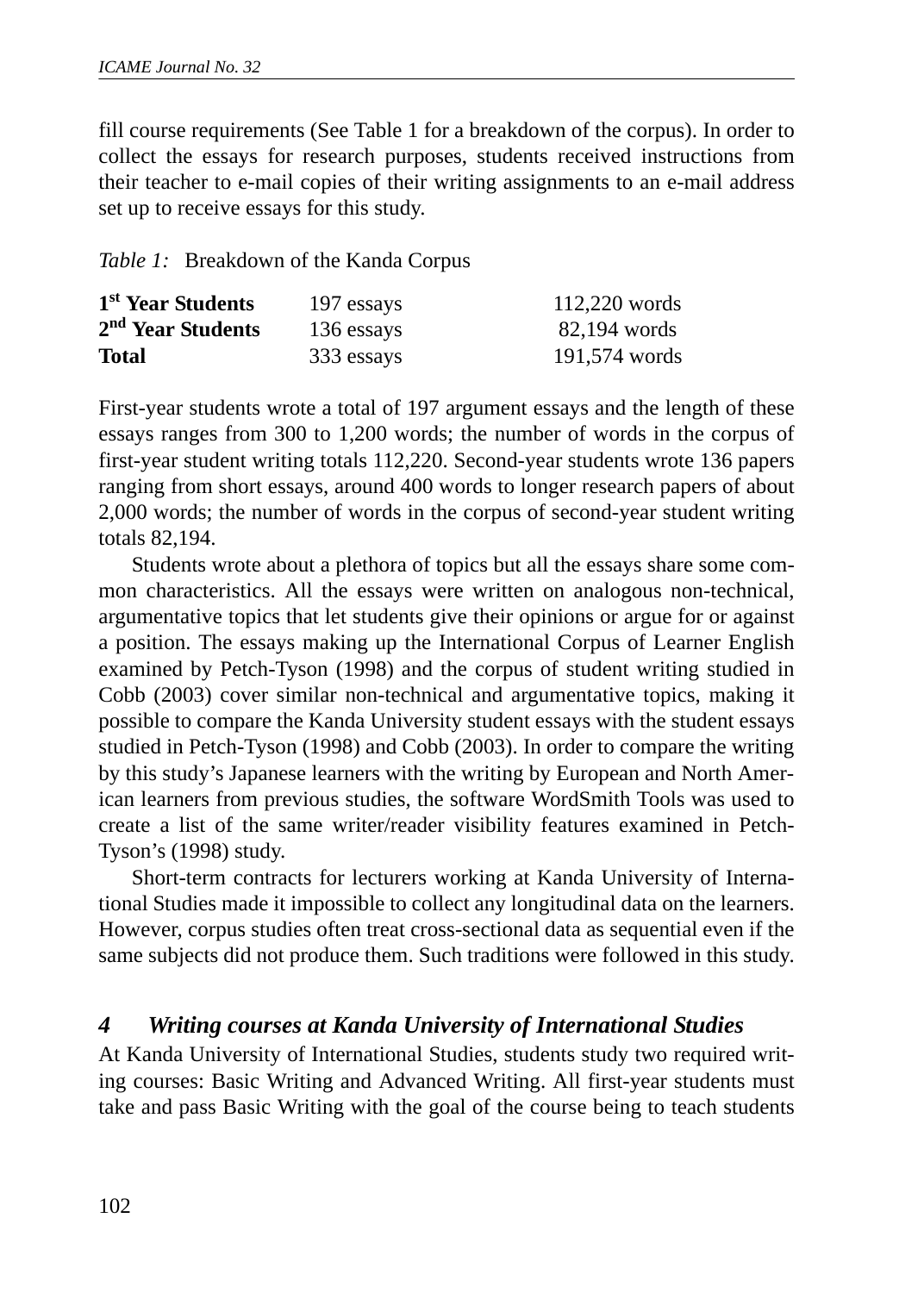fill course requirements (See Table 1 for a breakdown of the corpus). In order to collect the essays for research purposes, students received instructions from their teacher to e-mail copies of their writing assignments to an e-mail address set up to receive essays for this study.

*Table 1:* Breakdown of the Kanda Corpus

| | | |
|---|---|---|
| **1st Year Students** | 197 essays | 112,220 words |
| **2nd Year Students** | 136 essays | 82,194 words |
| **Total** | 333 essays | 191,574 words |

First-year students wrote a total of 197 argument essays and the length of these essays ranges from 300 to 1,200 words; the number of words in the corpus of first-year student writing totals 112,220. Second-year students wrote 136 papers ranging from short essays, around 400 words to longer research papers of about 2,000 words; the number of words in the corpus of second-year student writing totals 82,194.

Students wrote about a plethora of topics but all the essays share some common characteristics. All the essays were written on analogous non-technical, argumentative topics that let students give their opinions or argue for or against a position. The essays making up the International Corpus of Learner English examined by Petch-Tyson (1998) and the corpus of student writing studied in Cobb (2003) cover similar non-technical and argumentative topics, making it possible to compare the Kanda University student essays with the student essays studied in Petch-Tyson (1998) and Cobb (2003). In order to compare the writing by this study's Japanese learners with the writing by European and North American learners from previous studies, the software WordSmith Tools was used to create a list of the same writer/reader visibility features examined in Petch-Tyson's (1998) study.

Short-term contracts for lecturers working at Kanda University of International Studies made it impossible to collect any longitudinal data on the learners. However, corpus studies often treat cross-sectional data as sequential even if the same subjects did not produce them. Such traditions were followed in this study.

## *4 Writing courses at Kanda University of International Studies*

At Kanda University of International Studies, students study two required writing courses: Basic Writing and Advanced Writing. All first-year students must take and pass Basic Writing with the goal of the course being to teach students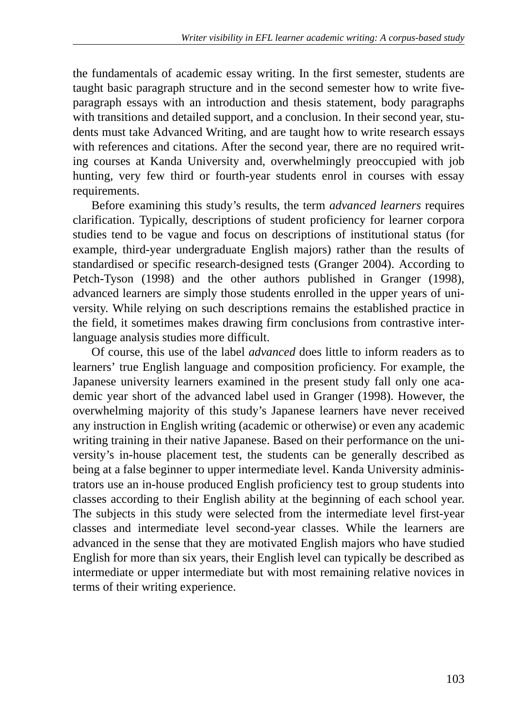the fundamentals of academic essay writing. In the first semester, students are taught basic paragraph structure and in the second semester how to write five-paragraph essays with an introduction and thesis statement, body paragraphs with transitions and detailed support, and a conclusion. In their second year, students must take Advanced Writing, and are taught how to write research essays with references and citations. After the second year, there are no required writing courses at Kanda University and, overwhelmingly preoccupied with job hunting, very few third or fourth-year students enrol in courses with essay requirements.

Before examining this study's results, the term *advanced learners* requires clarification. Typically, descriptions of student proficiency for learner corpora studies tend to be vague and focus on descriptions of institutional status (for example, third-year undergraduate English majors) rather than the results of standardised or specific research-designed tests (Granger 2004). According to Petch-Tyson (1998) and the other authors published in Granger (1998), advanced learners are simply those students enrolled in the upper years of university. While relying on such descriptions remains the established practice in the field, it sometimes makes drawing firm conclusions from contrastive interlanguage analysis studies more difficult.

Of course, this use of the label *advanced* does little to inform readers as to learners' true English language and composition proficiency. For example, the Japanese university learners examined in the present study fall only one academic year short of the advanced label used in Granger (1998). However, the overwhelming majority of this study's Japanese learners have never received any instruction in English writing (academic or otherwise) or even any academic writing training in their native Japanese. Based on their performance on the university's in-house placement test, the students can be generally described as being at a false beginner to upper intermediate level. Kanda University administrators use an in-house produced English proficiency test to group students into classes according to their English ability at the beginning of each school year. The subjects in this study were selected from the intermediate level first-year classes and intermediate level second-year classes. While the learners are advanced in the sense that they are motivated English majors who have studied English for more than six years, their English level can typically be described as intermediate or upper intermediate but with most remaining relative novices in terms of their writing experience.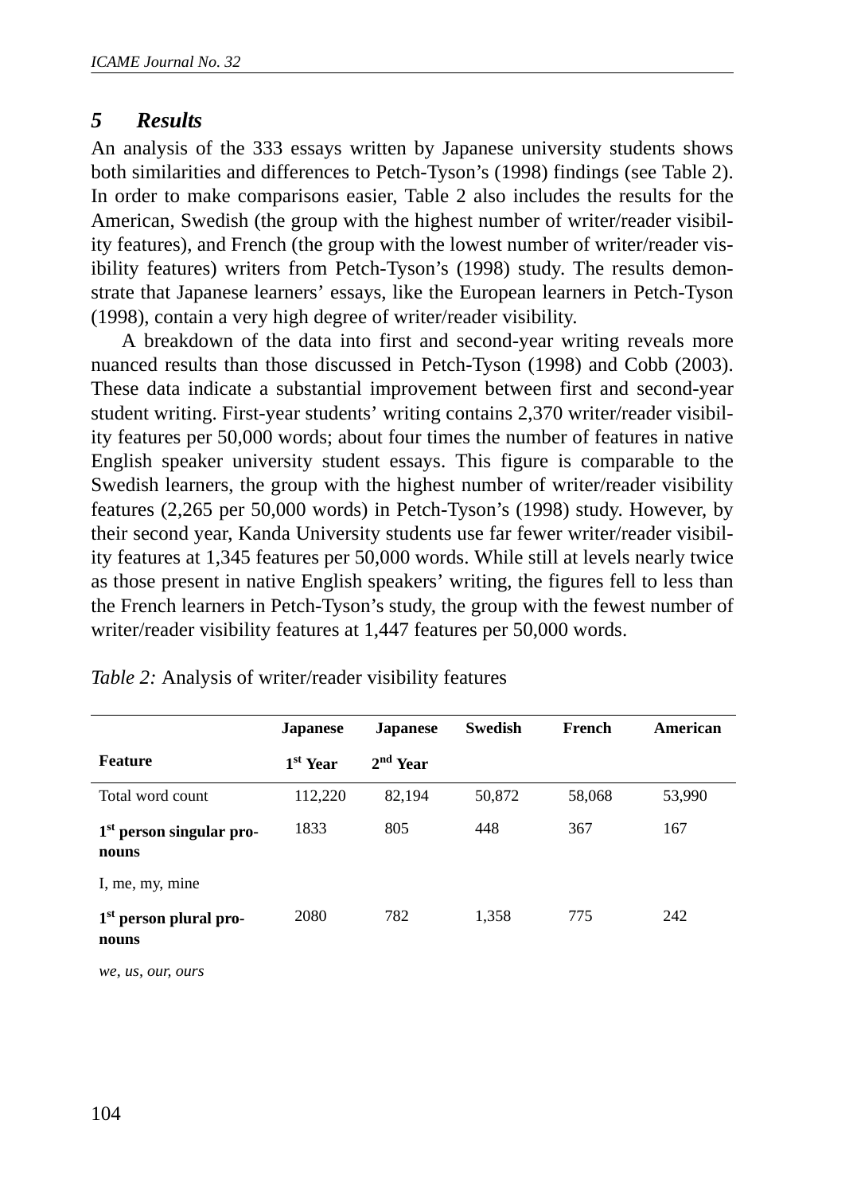## 5 Results

An analysis of the 333 essays written by Japanese university students shows both similarities and differences to Petch-Tyson's (1998) findings (see Table 2). In order to make comparisons easier, Table 2 also includes the results for the American, Swedish (the group with the highest number of writer/reader visibility features), and French (the group with the lowest number of writer/reader visibility features) writers from Petch-Tyson's (1998) study. The results demonstrate that Japanese learners' essays, like the European learners in Petch-Tyson (1998), contain a very high degree of writer/reader visibility.

A breakdown of the data into first and second-year writing reveals more nuanced results than those discussed in Petch-Tyson (1998) and Cobb (2003). These data indicate a substantial improvement between first and second-year student writing. First-year students' writing contains 2,370 writer/reader visibility features per 50,000 words; about four times the number of features in native English speaker university student essays. This figure is comparable to the Swedish learners, the group with the highest number of writer/reader visibility features (2,265 per 50,000 words) in Petch-Tyson's (1998) study. However, by their second year, Kanda University students use far fewer writer/reader visibility features at 1,345 features per 50,000 words. While still at levels nearly twice as those present in native English speakers' writing, the figures fell to less than the French learners in Petch-Tyson's study, the group with the fewest number of writer/reader visibility features at 1,447 features per 50,000 words.

*Table 2:* Analysis of writer/reader visibility features

| Feature | Japanese 1st Year | Japanese 2nd Year | Swedish | French | American |
|---|---|---|---|---|---|
| Total word count | 112,220 | 82,194 | 50,872 | 58,068 | 53,990 |
| **1st person singular pronouns** | 1833 | 805 | 448 | 367 | 167 |
| I, me, my, mine | | | | | |
| **1st person plural pronouns** | 2080 | 782 | 1,358 | 775 | 242 |
| *we, us, our, ours* | | | | | |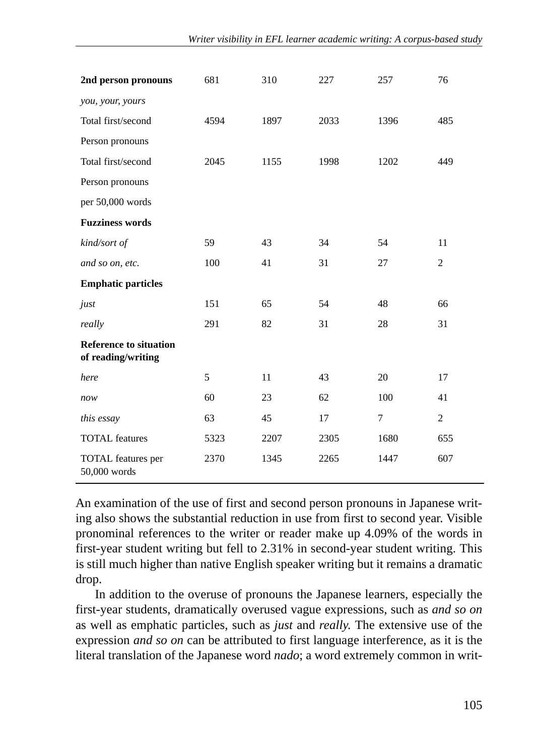| | | | | | |
|---|---|---|---|---|---|
| **2nd person pronouns** | 681 | 310 | 227 | 257 | 76 |
| *you, your, yours* | | | | | |
| Total first/second Person pronouns | 4594 | 1897 | 2033 | 1396 | 485 |
| Total first/second Person pronouns per 50,000 words | 2045 | 1155 | 1998 | 1202 | 449 |
| **Fuzziness words** | | | | | |
| *kind/sort of* | 59 | 43 | 34 | 54 | 11 |
| *and so on, etc.* | 100 | 41 | 31 | 27 | 2 |
| **Emphatic particles** | | | | | |
| *just* | 151 | 65 | 54 | 48 | 66 |
| *really* | 291 | 82 | 31 | 28 | 31 |
| **Reference to situation of reading/writing** | | | | | |
| *here* | 5 | 11 | 43 | 20 | 17 |
| *now* | 60 | 23 | 62 | 100 | 41 |
| *this essay* | 63 | 45 | 17 | 7 | 2 |
| TOTAL features | 5323 | 2207 | 2305 | 1680 | 655 |
| TOTAL features per 50,000 words | 2370 | 1345 | 2265 | 1447 | 607 |

An examination of the use of first and second person pronouns in Japanese writing also shows the substantial reduction in use from first to second year. Visible pronominal references to the writer or reader make up 4.09% of the words in first-year student writing but fell to 2.31% in second-year student writing. This is still much higher than native English speaker writing but it remains a dramatic drop.

In addition to the overuse of pronouns the Japanese learners, especially the first-year students, dramatically overused vague expressions, such as *and so on* as well as emphatic particles, such as *just* and *really.* The extensive use of the expression *and so on* can be attributed to first language interference, as it is the literal translation of the Japanese word *nado*; a word extremely common in writ-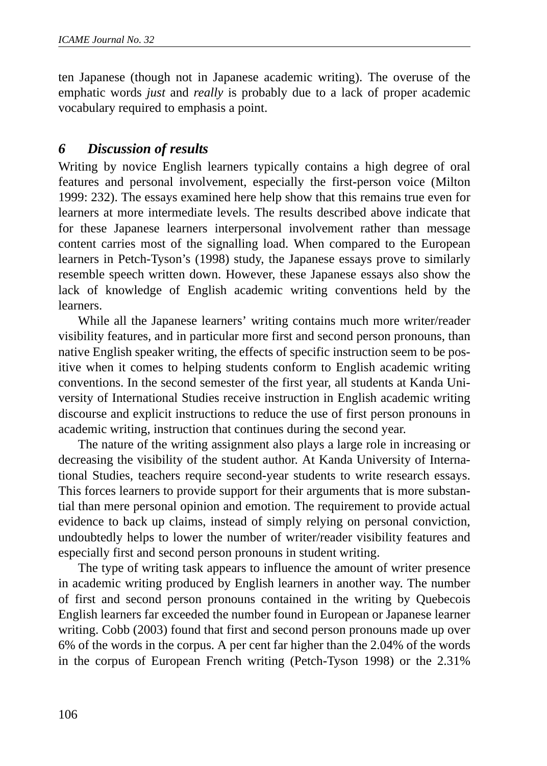ten Japanese (though not in Japanese academic writing). The overuse of the emphatic words *just* and *really* is probably due to a lack of proper academic vocabulary required to emphasis a point.

## 6 Discussion of results

Writing by novice English learners typically contains a high degree of oral features and personal involvement, especially the first-person voice (Milton 1999: 232). The essays examined here help show that this remains true even for learners at more intermediate levels. The results described above indicate that for these Japanese learners interpersonal involvement rather than message content carries most of the signalling load. When compared to the European learners in Petch-Tyson's (1998) study, the Japanese essays prove to similarly resemble speech written down. However, these Japanese essays also show the lack of knowledge of English academic writing conventions held by the learners.

While all the Japanese learners' writing contains much more writer/reader visibility features, and in particular more first and second person pronouns, than native English speaker writing, the effects of specific instruction seem to be positive when it comes to helping students conform to English academic writing conventions. In the second semester of the first year, all students at Kanda University of International Studies receive instruction in English academic writing discourse and explicit instructions to reduce the use of first person pronouns in academic writing, instruction that continues during the second year.

The nature of the writing assignment also plays a large role in increasing or decreasing the visibility of the student author. At Kanda University of International Studies, teachers require second-year students to write research essays. This forces learners to provide support for their arguments that is more substantial than mere personal opinion and emotion. The requirement to provide actual evidence to back up claims, instead of simply relying on personal conviction, undoubtedly helps to lower the number of writer/reader visibility features and especially first and second person pronouns in student writing.

The type of writing task appears to influence the amount of writer presence in academic writing produced by English learners in another way. The number of first and second person pronouns contained in the writing by Quebecois English learners far exceeded the number found in European or Japanese learner writing. Cobb (2003) found that first and second person pronouns made up over 6% of the words in the corpus. A per cent far higher than the 2.04% of the words in the corpus of European French writing (Petch-Tyson 1998) or the 2.31%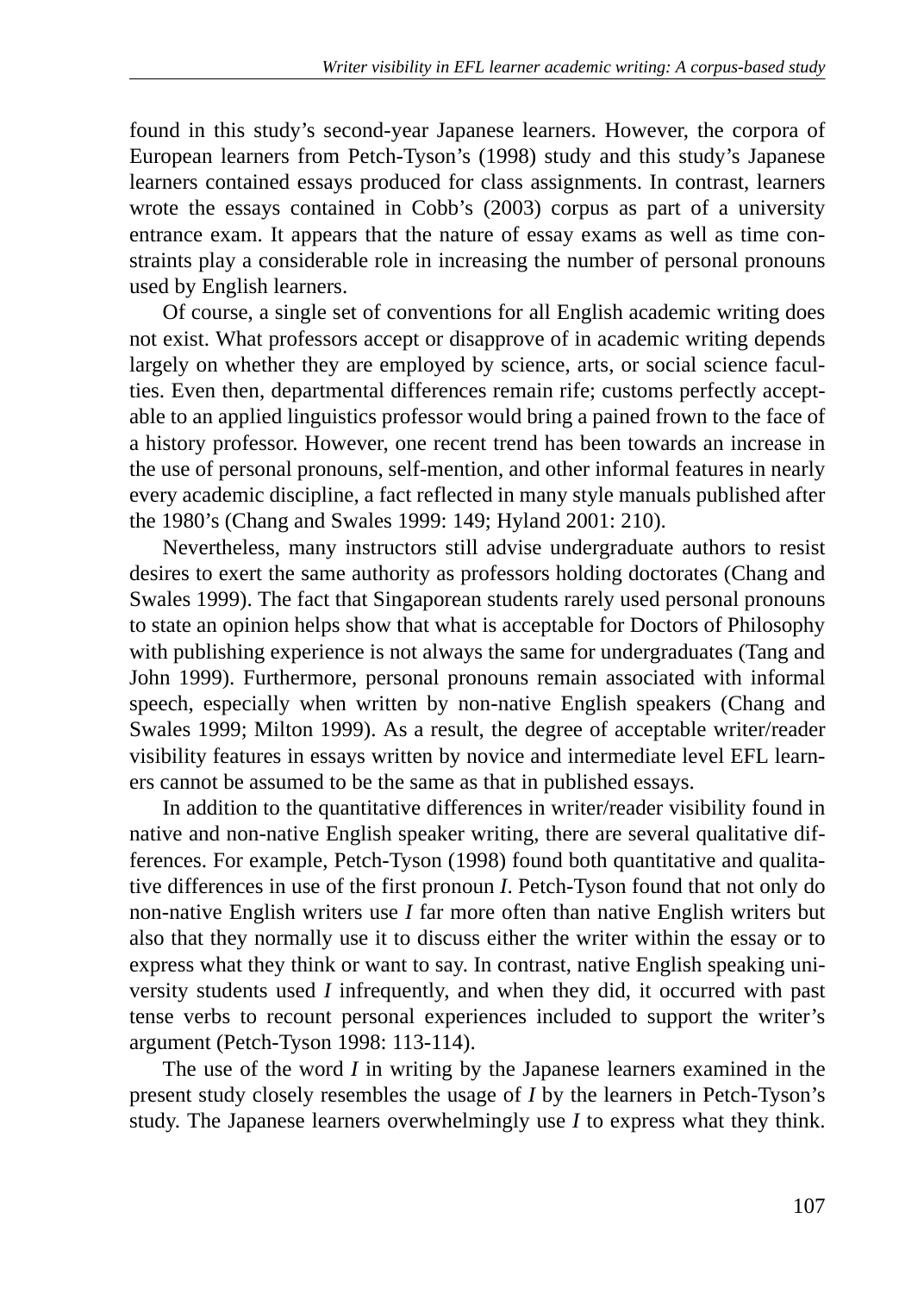found in this study's second-year Japanese learners. However, the corpora of European learners from Petch-Tyson's (1998) study and this study's Japanese learners contained essays produced for class assignments. In contrast, learners wrote the essays contained in Cobb's (2003) corpus as part of a university entrance exam. It appears that the nature of essay exams as well as time constraints play a considerable role in increasing the number of personal pronouns used by English learners.

Of course, a single set of conventions for all English academic writing does not exist. What professors accept or disapprove of in academic writing depends largely on whether they are employed by science, arts, or social science faculties. Even then, departmental differences remain rife; customs perfectly acceptable to an applied linguistics professor would bring a pained frown to the face of a history professor. However, one recent trend has been towards an increase in the use of personal pronouns, self-mention, and other informal features in nearly every academic discipline, a fact reflected in many style manuals published after the 1980's (Chang and Swales 1999: 149; Hyland 2001: 210).

Nevertheless, many instructors still advise undergraduate authors to resist desires to exert the same authority as professors holding doctorates (Chang and Swales 1999). The fact that Singaporean students rarely used personal pronouns to state an opinion helps show that what is acceptable for Doctors of Philosophy with publishing experience is not always the same for undergraduates (Tang and John 1999). Furthermore, personal pronouns remain associated with informal speech, especially when written by non-native English speakers (Chang and Swales 1999; Milton 1999). As a result, the degree of acceptable writer/reader visibility features in essays written by novice and intermediate level EFL learners cannot be assumed to be the same as that in published essays.

In addition to the quantitative differences in writer/reader visibility found in native and non-native English speaker writing, there are several qualitative differences. For example, Petch-Tyson (1998) found both quantitative and qualitative differences in use of the first pronoun *I*. Petch-Tyson found that not only do non-native English writers use *I* far more often than native English writers but also that they normally use it to discuss either the writer within the essay or to express what they think or want to say. In contrast, native English speaking university students used *I* infrequently, and when they did, it occurred with past tense verbs to recount personal experiences included to support the writer's argument (Petch-Tyson 1998: 113-114).

The use of the word *I* in writing by the Japanese learners examined in the present study closely resembles the usage of *I* by the learners in Petch-Tyson's study. The Japanese learners overwhelmingly use *I* to express what they think.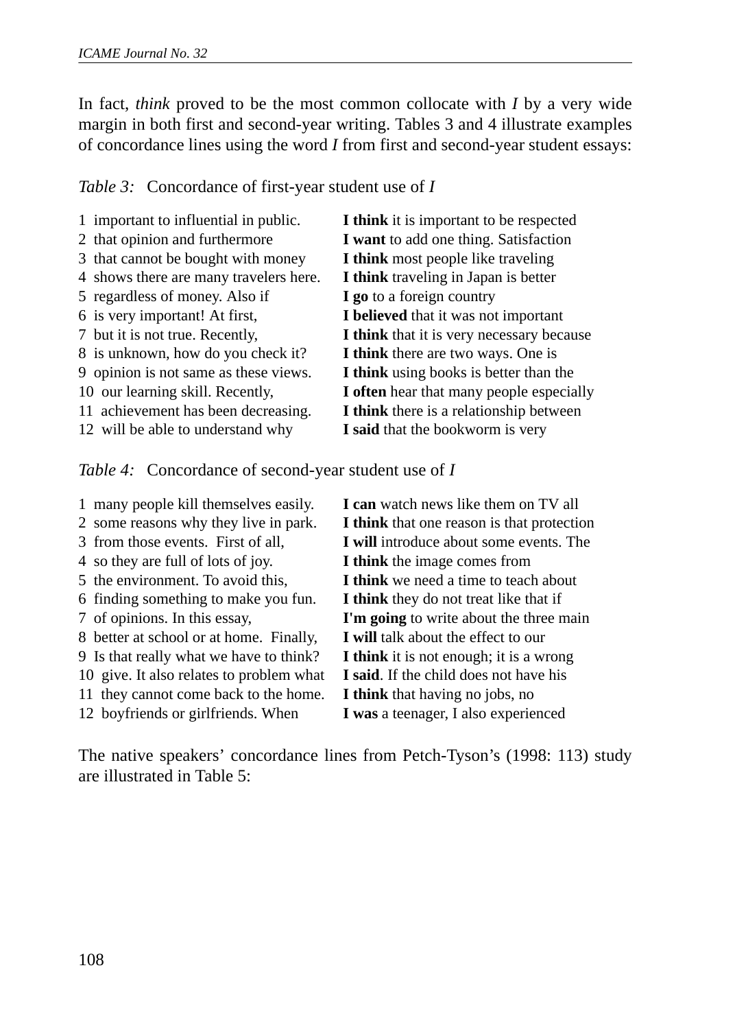In fact, *think* proved to be the most common collocate with *I* by a very wide margin in both first and second-year writing. Tables 3 and 4 illustrate examples of concordance lines using the word *I* from first and second-year student essays:

*Table 3:* Concordance of first-year student use of *I*

| | | |
|---|---|---|
| 1 | important to influential in public. | **I think** it is important to be respected |
| 2 | that opinion and furthermore | **I want** to add one thing. Satisfaction |
| 3 | that cannot be bought with money | **I think** most people like traveling |
| 4 | shows there are many travelers here. | **I think** traveling in Japan is better |
| 5 | regardless of money. Also if | **I go** to a foreign country |
| 6 | is very important! At first, | **I believed** that it was not important |
| 7 | but it is not true. Recently, | **I think** that it is very necessary because |
| 8 | is unknown, how do you check it? | **I think** there are two ways. One is |
| 9 | opinion is not same as these views. | **I think** using books is better than the |
| 10 | our learning skill. Recently, | **I often** hear that many people especially |
| 11 | achievement has been decreasing. | **I think** there is a relationship between |
| 12 | will be able to understand why | **I said** that the bookworm is very |

*Table 4:* Concordance of second-year student use of *I*

| | | |
|---|---|---|
| 1 | many people kill themselves easily. | **I can** watch news like them on TV all |
| 2 | some reasons why they live in park. | **I think** that one reason is that protection |
| 3 | from those events. First of all, | **I will** introduce about some events. The |
| 4 | so they are full of lots of joy. | **I think** the image comes from |
| 5 | the environment. To avoid this, | **I think** we need a time to teach about |
| 6 | finding something to make you fun. | **I think** they do not treat like that if |
| 7 | of opinions. In this essay, | **I'm going** to write about the three main |
| 8 | better at school or at home. Finally, | **I will** talk about the effect to our |
| 9 | Is that really what we have to think? | **I think** it is not enough; it is a wrong |
| 10 | give. It also relates to problem what | **I said**. If the child does not have his |
| 11 | they cannot come back to the home. | **I think** that having no jobs, no |
| 12 | boyfriends or girlfriends. When | **I was** a teenager, I also experienced |

The native speakers' concordance lines from Petch-Tyson's (1998: 113) study are illustrated in Table 5: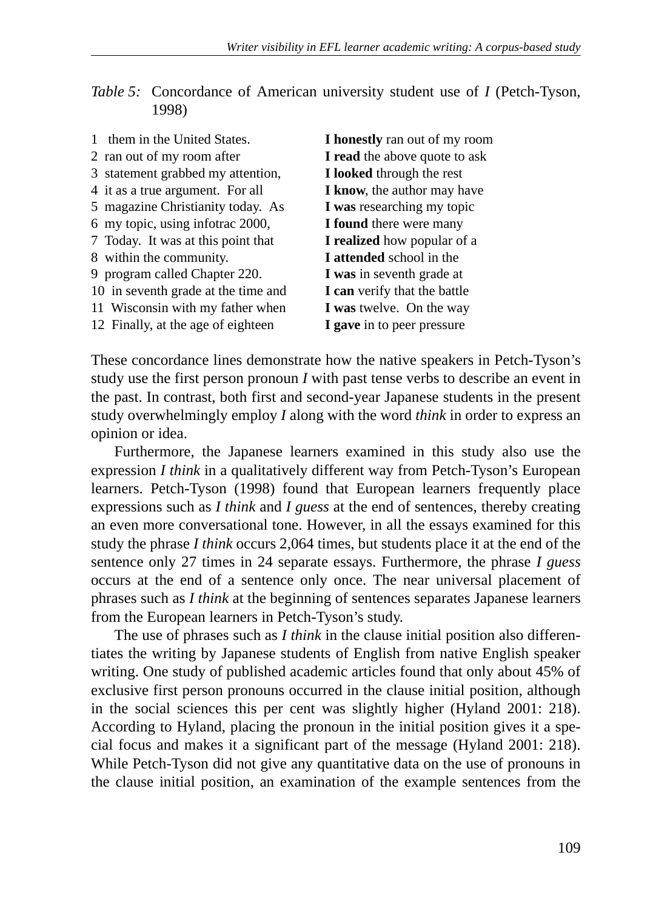*Table 5:* Concordance of American university student use of *I* (Petch-Tyson, 1998)

| | | |
|---|---|---|
| 1 | them in the United States. | **I honestly** ran out of my room |
| 2 | ran out of my room after | **I read** the above quote to ask |
| 3 | statement grabbed my attention, | **I looked** through the rest |
| 4 | it as a true argument. For all | **I know**, the author may have |
| 5 | magazine Christianity today. As | **I was** researching my topic |
| 6 | my topic, using infotrac 2000, | **I found** there were many |
| 7 | Today. It was at this point that | **I realized** how popular of a |
| 8 | within the community. | **I attended** school in the |
| 9 | program called Chapter 220. | **I was** in seventh grade at |
| 10 | in seventh grade at the time and | **I can** verify that the battle |
| 11 | Wisconsin with my father when | **I was** twelve. On the way |
| 12 | Finally, at the age of eighteen | **I gave** in to peer pressure |

These concordance lines demonstrate how the native speakers in Petch-Tyson's study use the first person pronoun *I* with past tense verbs to describe an event in the past. In contrast, both first and second-year Japanese students in the present study overwhelmingly employ *I* along with the word *think* in order to express an opinion or idea.

Furthermore, the Japanese learners examined in this study also use the expression *I think* in a qualitatively different way from Petch-Tyson's European learners. Petch-Tyson (1998) found that European learners frequently place expressions such as *I think* and *I guess* at the end of sentences, thereby creating an even more conversational tone. However, in all the essays examined for this study the phrase *I think* occurs 2,064 times, but students place it at the end of the sentence only 27 times in 24 separate essays. Furthermore, the phrase *I guess* occurs at the end of a sentence only once. The near universal placement of phrases such as *I think* at the beginning of sentences separates Japanese learners from the European learners in Petch-Tyson's study.

The use of phrases such as *I think* in the clause initial position also differentiates the writing by Japanese students of English from native English speaker writing. One study of published academic articles found that only about 45% of exclusive first person pronouns occurred in the clause initial position, although in the social sciences this per cent was slightly higher (Hyland 2001: 218). According to Hyland, placing the pronoun in the initial position gives it a special focus and makes it a significant part of the message (Hyland 2001: 218). While Petch-Tyson did not give any quantitative data on the use of pronouns in the clause initial position, an examination of the example sentences from the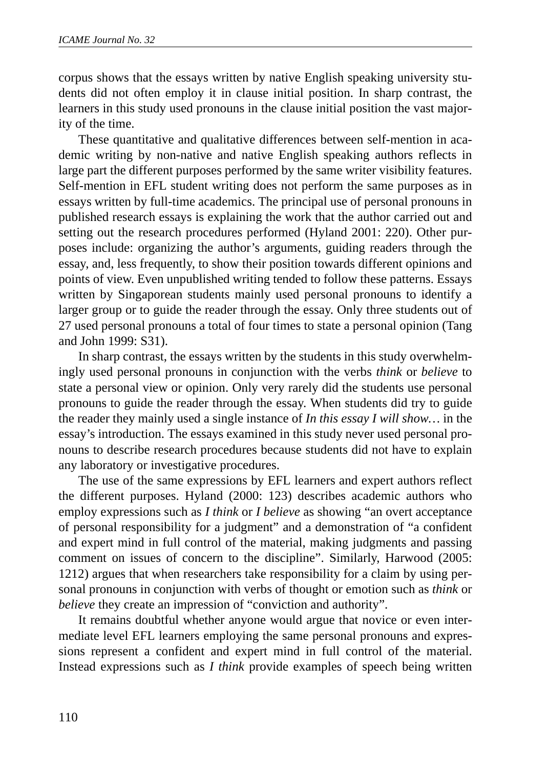corpus shows that the essays written by native English speaking university students did not often employ it in clause initial position. In sharp contrast, the learners in this study used pronouns in the clause initial position the vast majority of the time.

These quantitative and qualitative differences between self-mention in academic writing by non-native and native English speaking authors reflects in large part the different purposes performed by the same writer visibility features. Self-mention in EFL student writing does not perform the same purposes as in essays written by full-time academics. The principal use of personal pronouns in published research essays is explaining the work that the author carried out and setting out the research procedures performed (Hyland 2001: 220). Other purposes include: organizing the author's arguments, guiding readers through the essay, and, less frequently, to show their position towards different opinions and points of view. Even unpublished writing tended to follow these patterns. Essays written by Singaporean students mainly used personal pronouns to identify a larger group or to guide the reader through the essay. Only three students out of 27 used personal pronouns a total of four times to state a personal opinion (Tang and John 1999: S31).

In sharp contrast, the essays written by the students in this study overwhelmingly used personal pronouns in conjunction with the verbs *think* or *believe* to state a personal view or opinion. Only very rarely did the students use personal pronouns to guide the reader through the essay. When students did try to guide the reader they mainly used a single instance of *In this essay I will show…* in the essay's introduction. The essays examined in this study never used personal pronouns to describe research procedures because students did not have to explain any laboratory or investigative procedures.

The use of the same expressions by EFL learners and expert authors reflect the different purposes. Hyland (2000: 123) describes academic authors who employ expressions such as *I think* or *I believe* as showing "an overt acceptance of personal responsibility for a judgment" and a demonstration of "a confident and expert mind in full control of the material, making judgments and passing comment on issues of concern to the discipline". Similarly, Harwood (2005: 1212) argues that when researchers take responsibility for a claim by using personal pronouns in conjunction with verbs of thought or emotion such as *think* or *believe* they create an impression of "conviction and authority".

It remains doubtful whether anyone would argue that novice or even intermediate level EFL learners employing the same personal pronouns and expressions represent a confident and expert mind in full control of the material. Instead expressions such as *I think* provide examples of speech being written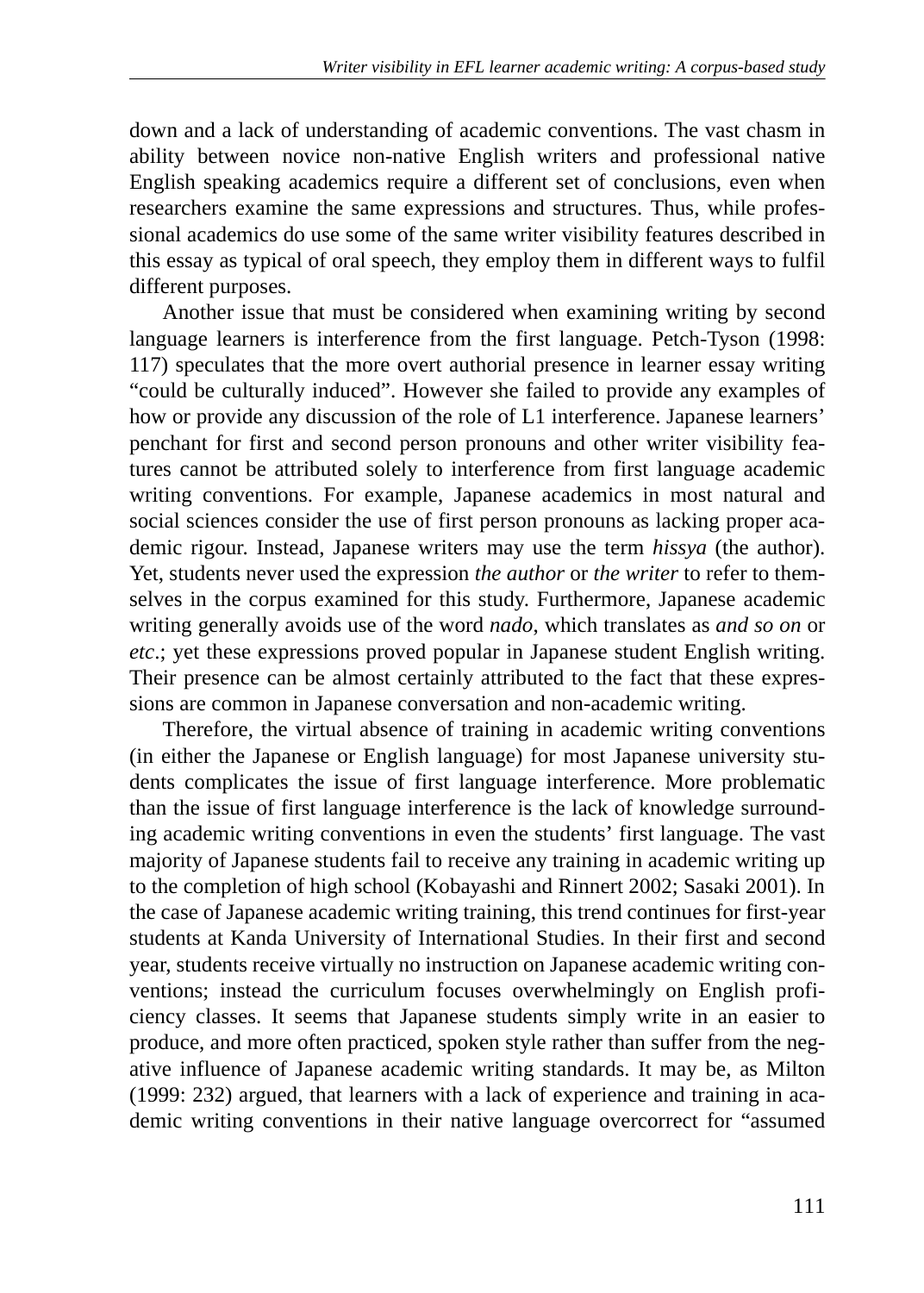down and a lack of understanding of academic conventions. The vast chasm in ability between novice non-native English writers and professional native English speaking academics require a different set of conclusions, even when researchers examine the same expressions and structures. Thus, while professional academics do use some of the same writer visibility features described in this essay as typical of oral speech, they employ them in different ways to fulfil different purposes.

Another issue that must be considered when examining writing by second language learners is interference from the first language. Petch-Tyson (1998: 117) speculates that the more overt authorial presence in learner essay writing “could be culturally induced”. However she failed to provide any examples of how or provide any discussion of the role of L1 interference. Japanese learners’ penchant for first and second person pronouns and other writer visibility features cannot be attributed solely to interference from first language academic writing conventions. For example, Japanese academics in most natural and social sciences consider the use of first person pronouns as lacking proper academic rigour. Instead, Japanese writers may use the term *hissya* (the author). Yet, students never used the expression *the author* or *the writer* to refer to themselves in the corpus examined for this study. Furthermore, Japanese academic writing generally avoids use of the word *nado*, which translates as *and so on* or *etc*.; yet these expressions proved popular in Japanese student English writing. Their presence can be almost certainly attributed to the fact that these expressions are common in Japanese conversation and non-academic writing.

Therefore, the virtual absence of training in academic writing conventions (in either the Japanese or English language) for most Japanese university students complicates the issue of first language interference. More problematic than the issue of first language interference is the lack of knowledge surrounding academic writing conventions in even the students’ first language. The vast majority of Japanese students fail to receive any training in academic writing up to the completion of high school (Kobayashi and Rinnert 2002; Sasaki 2001). In the case of Japanese academic writing training, this trend continues for first-year students at Kanda University of International Studies. In their first and second year, students receive virtually no instruction on Japanese academic writing conventions; instead the curriculum focuses overwhelmingly on English proficiency classes. It seems that Japanese students simply write in an easier to produce, and more often practiced, spoken style rather than suffer from the negative influence of Japanese academic writing standards. It may be, as Milton (1999: 232) argued, that learners with a lack of experience and training in academic writing conventions in their native language overcorrect for “assumed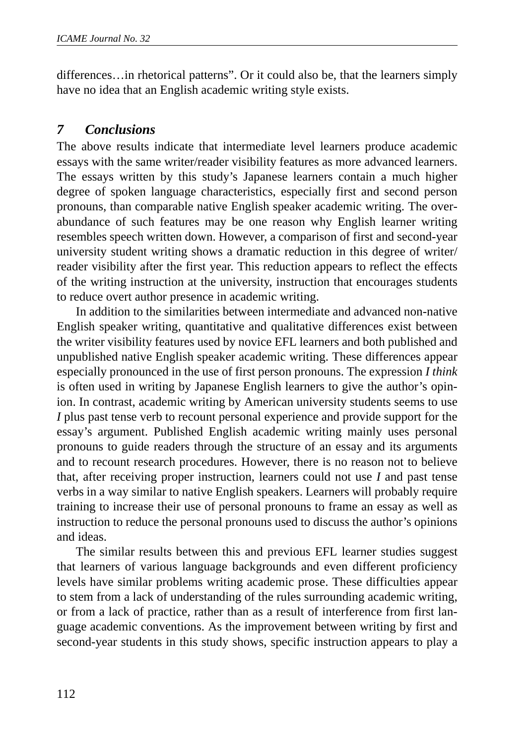differences…in rhetorical patterns”. Or it could also be, that the learners simply have no idea that an English academic writing style exists.

## *7 Conclusions*

The above results indicate that intermediate level learners produce academic essays with the same writer/reader visibility features as more advanced learners. The essays written by this study’s Japanese learners contain a much higher degree of spoken language characteristics, especially first and second person pronouns, than comparable native English speaker academic writing. The over-abundance of such features may be one reason why English learner writing resembles speech written down. However, a comparison of first and second-year university student writing shows a dramatic reduction in this degree of writer/reader visibility after the first year. This reduction appears to reflect the effects of the writing instruction at the university, instruction that encourages students to reduce overt author presence in academic writing.

In addition to the similarities between intermediate and advanced non-native English speaker writing, quantitative and qualitative differences exist between the writer visibility features used by novice EFL learners and both published and unpublished native English speaker academic writing. These differences appear especially pronounced in the use of first person pronouns. The expression *I think* is often used in writing by Japanese English learners to give the author’s opinion. In contrast, academic writing by American university students seems to use *I* plus past tense verb to recount personal experience and provide support for the essay’s argument. Published English academic writing mainly uses personal pronouns to guide readers through the structure of an essay and its arguments and to recount research procedures. However, there is no reason not to believe that, after receiving proper instruction, learners could not use *I* and past tense verbs in a way similar to native English speakers. Learners will probably require training to increase their use of personal pronouns to frame an essay as well as instruction to reduce the personal pronouns used to discuss the author’s opinions and ideas.

The similar results between this and previous EFL learner studies suggest that learners of various language backgrounds and even different proficiency levels have similar problems writing academic prose. These difficulties appear to stem from a lack of understanding of the rules surrounding academic writing, or from a lack of practice, rather than as a result of interference from first language academic conventions. As the improvement between writing by first and second-year students in this study shows, specific instruction appears to play a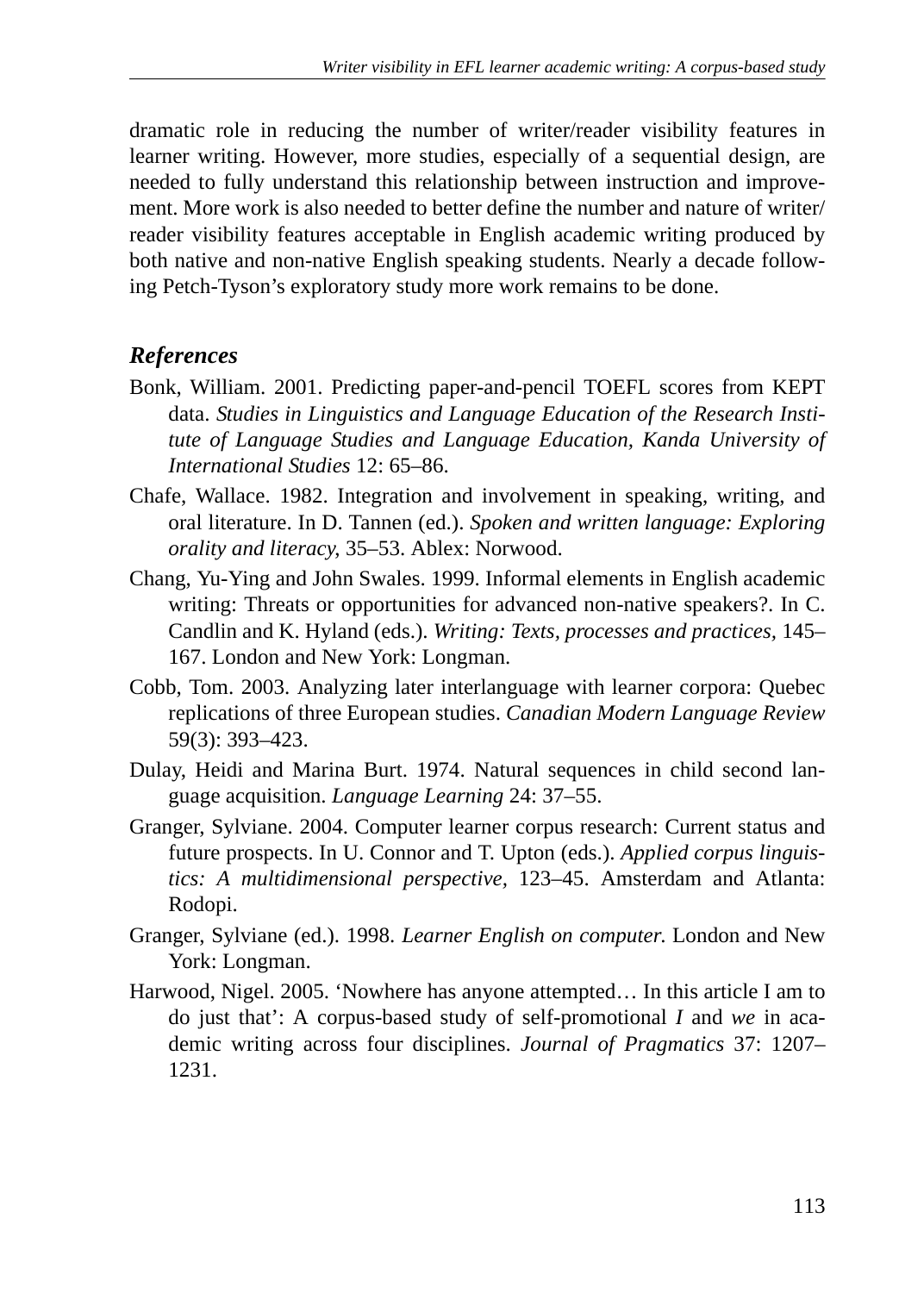dramatic role in reducing the number of writer/reader visibility features in learner writing. However, more studies, especially of a sequential design, are needed to fully understand this relationship between instruction and improvement. More work is also needed to better define the number and nature of writer/reader visibility features acceptable in English academic writing produced by both native and non-native English speaking students. Nearly a decade following Petch-Tyson's exploratory study more work remains to be done.

## *References*

Bonk, William. 2001. Predicting paper-and-pencil TOEFL scores from KEPT data. *Studies in Linguistics and Language Education of the Research Institute of Language Studies and Language Education, Kanda University of International Studies* 12: 65–86.

Chafe, Wallace. 1982. Integration and involvement in speaking, writing, and oral literature. In D. Tannen (ed.). *Spoken and written language: Exploring orality and literacy*, 35–53. Ablex: Norwood.

Chang, Yu-Ying and John Swales. 1999. Informal elements in English academic writing: Threats or opportunities for advanced non-native speakers?. In C. Candlin and K. Hyland (eds.). *Writing: Texts, processes and practices*, 145–167. London and New York: Longman.

Cobb, Tom. 2003. Analyzing later interlanguage with learner corpora: Quebec replications of three European studies. *Canadian Modern Language Review* 59(3): 393–423.

Dulay, Heidi and Marina Burt. 1974. Natural sequences in child second language acquisition. *Language Learning* 24: 37–55.

Granger, Sylviane. 2004. Computer learner corpus research: Current status and future prospects. In U. Connor and T. Upton (eds.). *Applied corpus linguistics: A multidimensional perspective,* 123–45. Amsterdam and Atlanta: Rodopi.

Granger, Sylviane (ed.). 1998. *Learner English on computer.* London and New York: Longman.

Harwood, Nigel. 2005. 'Nowhere has anyone attempted… In this article I am to do just that': A corpus-based study of self-promotional *I* and *we* in academic writing across four disciplines. *Journal of Pragmatics* 37: 1207–1231.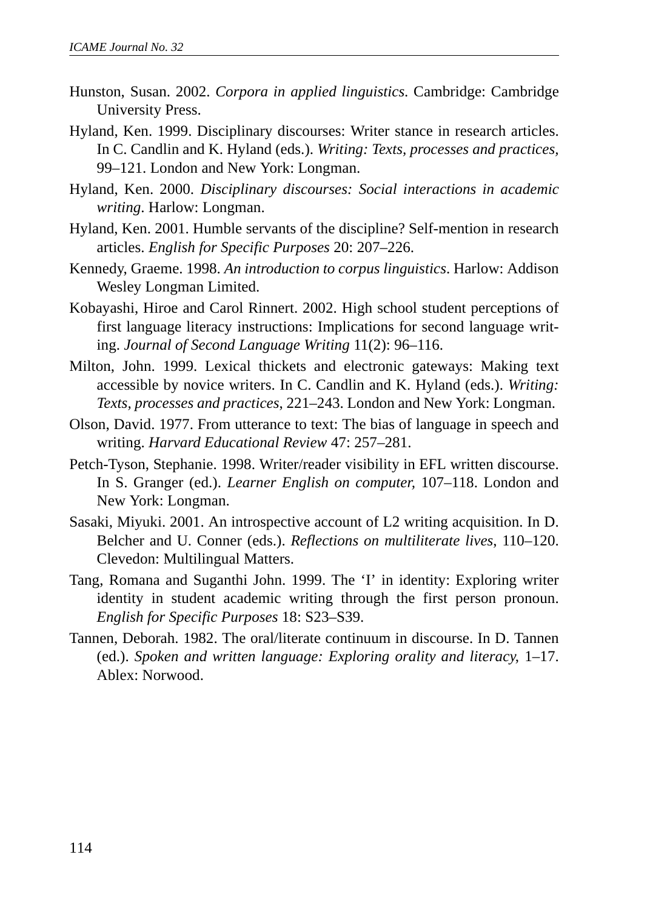Hunston, Susan. 2002. *Corpora in applied linguistics*. Cambridge: Cambridge University Press.

Hyland, Ken. 1999. Disciplinary discourses: Writer stance in research articles. In C. Candlin and K. Hyland (eds.). *Writing: Texts, processes and practices*, 99–121. London and New York: Longman.

Hyland, Ken. 2000. *Disciplinary discourses: Social interactions in academic writing*. Harlow: Longman.

Hyland, Ken. 2001. Humble servants of the discipline? Self-mention in research articles. *English for Specific Purposes* 20: 207–226.

Kennedy, Graeme. 1998. *An introduction to corpus linguistics*. Harlow: Addison Wesley Longman Limited.

Kobayashi, Hiroe and Carol Rinnert. 2002. High school student perceptions of first language literacy instructions: Implications for second language writing. *Journal of Second Language Writing* 11(2): 96–116.

Milton, John. 1999. Lexical thickets and electronic gateways: Making text accessible by novice writers. In C. Candlin and K. Hyland (eds.). *Writing: Texts, processes and practices*, 221–243. London and New York: Longman.

Olson, David. 1977. From utterance to text: The bias of language in speech and writing. *Harvard Educational Review* 47: 257–281.

Petch-Tyson, Stephanie. 1998. Writer/reader visibility in EFL written discourse. In S. Granger (ed.). *Learner English on computer,* 107–118. London and New York: Longman.

Sasaki, Miyuki. 2001. An introspective account of L2 writing acquisition. In D. Belcher and U. Conner (eds.). *Reflections on multiliterate lives*, 110–120. Clevedon: Multilingual Matters.

Tang, Romana and Suganthi John. 1999. The 'I' in identity: Exploring writer identity in student academic writing through the first person pronoun. *English for Specific Purposes* 18: S23–S39.

Tannen, Deborah. 1982. The oral/literate continuum in discourse. In D. Tannen (ed.). *Spoken and written language: Exploring orality and literacy,* 1–17. Ablex: Norwood.